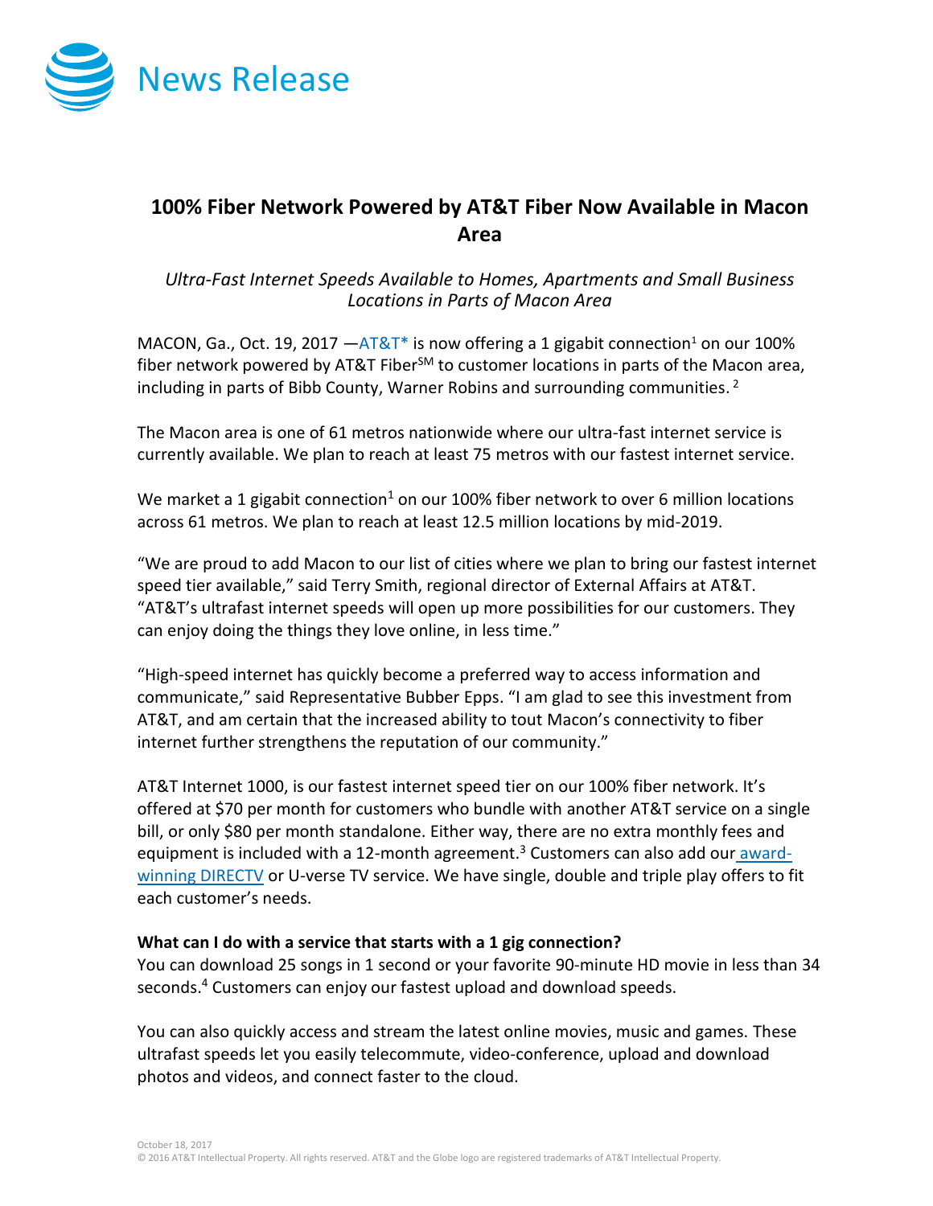# News Release

## 100% Fiber Network Powered by AT&T Fiber Now Available in Macon Area

*Ultra-Fast Internet Speeds Available to Homes, Apartments and Small Business Locations in Parts of Macon Area*

MACON, Ga., Oct. 19, 2017 —AT&T* is now offering a 1 gigabit connection[1] on our 100% fiber network powered by AT&T Fiber℠ to customer locations in parts of the Macon area, including in parts of Bibb County, Warner Robins and surrounding communities. [2]

The Macon area is one of 61 metros nationwide where our ultra-fast internet service is currently available. We plan to reach at least 75 metros with our fastest internet service.

We market a 1 gigabit connection[1] on our 100% fiber network to over 6 million locations across 61 metros. We plan to reach at least 12.5 million locations by mid-2019.

"We are proud to add Macon to our list of cities where we plan to bring our fastest internet speed tier available," said Terry Smith, regional director of External Affairs at AT&T. "AT&T's ultrafast internet speeds will open up more possibilities for our customers. They can enjoy doing the things they love online, in less time."

"High-speed internet has quickly become a preferred way to access information and communicate," said Representative Bubber Epps. "I am glad to see this investment from AT&T, and am certain that the increased ability to tout Macon's connectivity to fiber internet further strengthens the reputation of our community."

AT&T Internet 1000, is our fastest internet speed tier on our 100% fiber network. It's offered at $70 per month for customers who bundle with another AT&T service on a single bill, or only $80 per month standalone. Either way, there are no extra monthly fees and equipment is included with a 12-month agreement.[3] Customers can also add our award-winning DIRECTV or U-verse TV service. We have single, double and triple play offers to fit each customer's needs.

**What can I do with a service that starts with a 1 gig connection?**

You can download 25 songs in 1 second or your favorite 90-minute HD movie in less than 34 seconds.[4] Customers can enjoy our fastest upload and download speeds.

You can also quickly access and stream the latest online movies, music and games. These ultrafast speeds let you easily telecommute, video-conference, upload and download photos and videos, and connect faster to the cloud.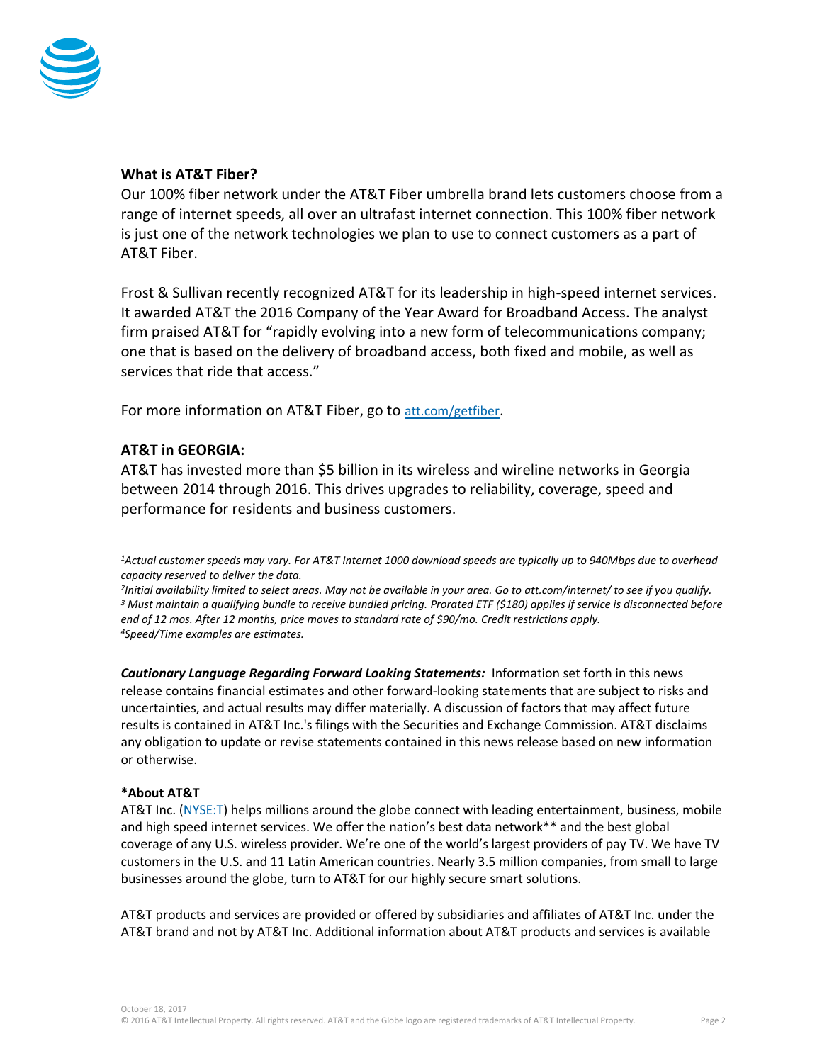### What is AT&T Fiber?

Our 100% fiber network under the AT&T Fiber umbrella brand lets customers choose from a range of internet speeds, all over an ultrafast internet connection. This 100% fiber network is just one of the network technologies we plan to use to connect customers as a part of AT&T Fiber.

Frost & Sullivan recently recognized AT&T for its leadership in high-speed internet services. It awarded AT&T the 2016 Company of the Year Award for Broadband Access. The analyst firm praised AT&T for "rapidly evolving into a new form of telecommunications company; one that is based on the delivery of broadband access, both fixed and mobile, as well as services that ride that access."

For more information on AT&T Fiber, go to att.com/getfiber.

### AT&T in GEORGIA:

AT&T has invested more than $5 billion in its wireless and wireline networks in Georgia between 2014 through 2016. This drives upgrades to reliability, coverage, speed and performance for residents and business customers.

*[1]Actual customer speeds may vary. For AT&T Internet 1000 download speeds are typically up to 940Mbps due to overhead capacity reserved to deliver the data.*
*[2]Initial availability limited to select areas. May not be available in your area. Go to att.com/internet/ to see if you qualify.*
*[3] Must maintain a qualifying bundle to receive bundled pricing. Prorated ETF ($180) applies if service is disconnected before end of 12 mos. After 12 months, price moves to standard rate of $90/mo. Credit restrictions apply.*
*[4]Speed/Time examples are estimates.*

***Cautionary Language Regarding Forward Looking Statements:*** Information set forth in this news release contains financial estimates and other forward-looking statements that are subject to risks and uncertainties, and actual results may differ materially. A discussion of factors that may affect future results is contained in AT&T Inc.'s filings with the Securities and Exchange Commission. AT&T disclaims any obligation to update or revise statements contained in this news release based on new information or otherwise.

**\*About AT&T**

AT&T Inc. (NYSE:T) helps millions around the globe connect with leading entertainment, business, mobile and high speed internet services. We offer the nation's best data network** and the best global coverage of any U.S. wireless provider. We're one of the world's largest providers of pay TV. We have TV customers in the U.S. and 11 Latin American countries. Nearly 3.5 million companies, from small to large businesses around the globe, turn to AT&T for our highly secure smart solutions.

AT&T products and services are provided or offered by subsidiaries and affiliates of AT&T Inc. under the AT&T brand and not by AT&T Inc. Additional information about AT&T products and services is available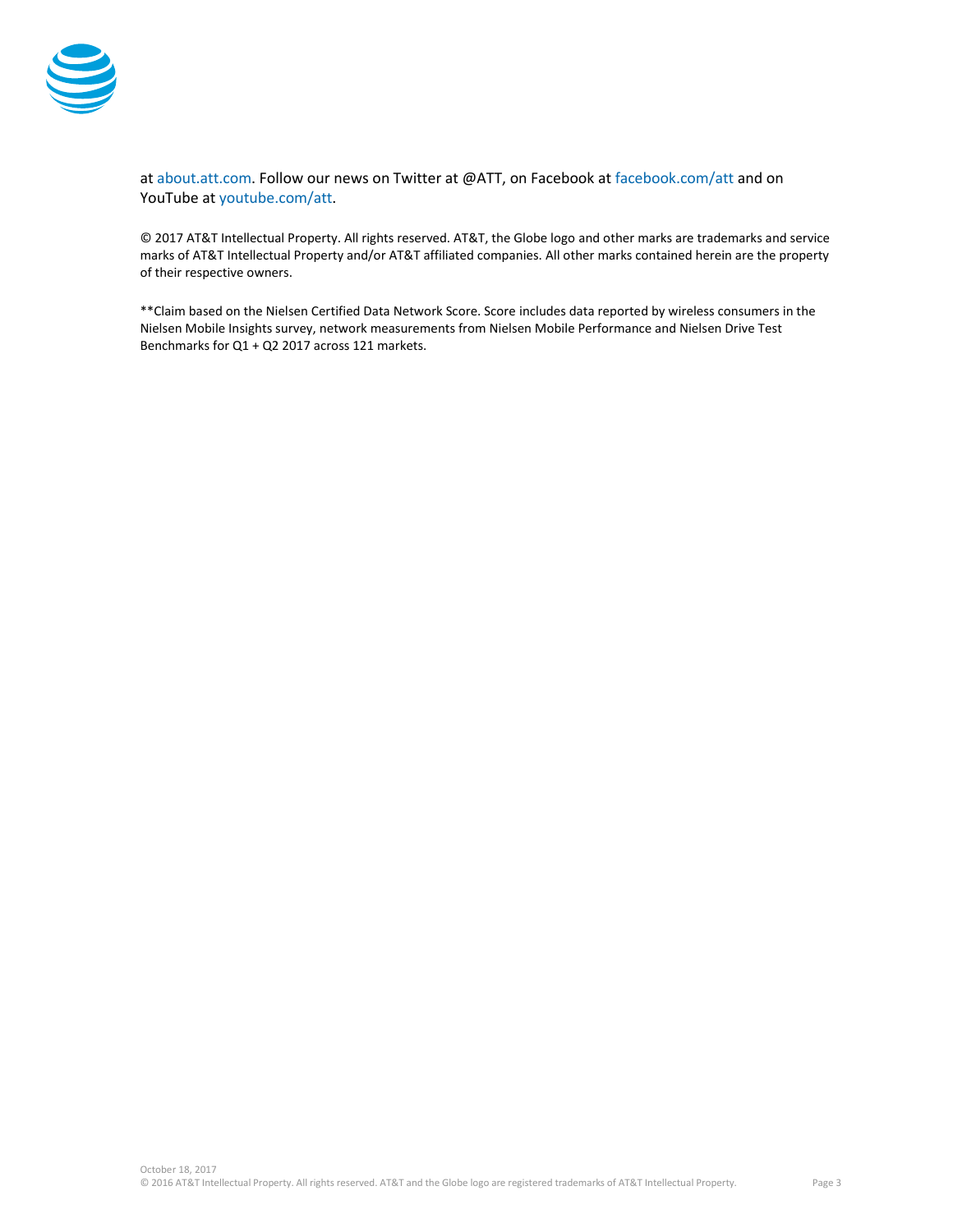at about.att.com. Follow our news on Twitter at @ATT, on Facebook at facebook.com/att and on YouTube at youtube.com/att.

© 2017 AT&T Intellectual Property. All rights reserved. AT&T, the Globe logo and other marks are trademarks and service marks of AT&T Intellectual Property and/or AT&T affiliated companies. All other marks contained herein are the property of their respective owners.

**Claim based on the Nielsen Certified Data Network Score. Score includes data reported by wireless consumers in the Nielsen Mobile Insights survey, network measurements from Nielsen Mobile Performance and Nielsen Drive Test Benchmarks for Q1 + Q2 2017 across 121 markets.